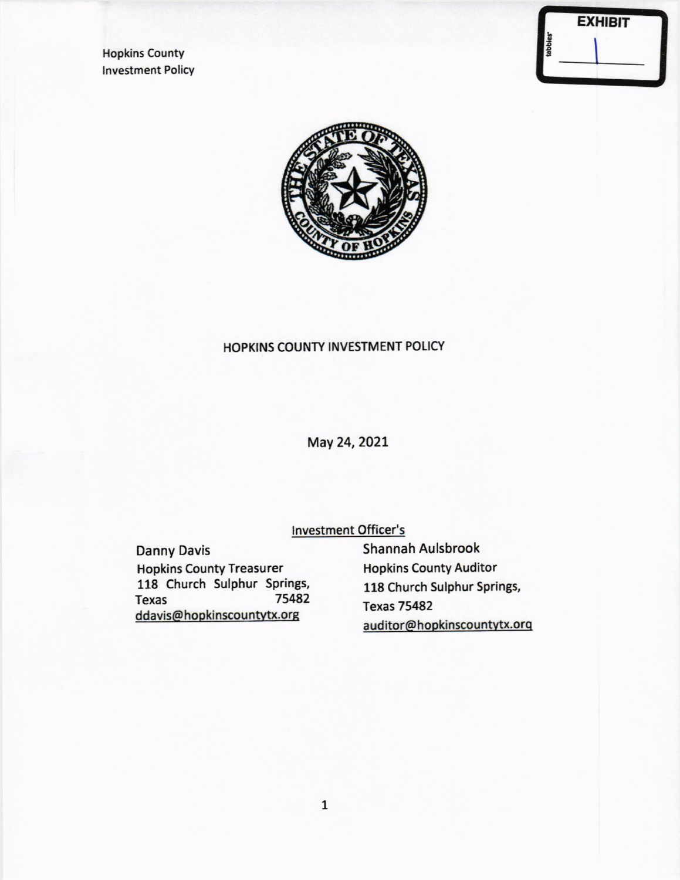Hopkins County
Investment Policy

EXHIBIT
1

# HOPKINS COUNTY INVESTMENT POLICY

May 24, 2021

Investment Officer's

Danny Davis
Hopkins County Treasurer
118 Church Sulphur Springs, Texas 75482
ddavis@hopkinscountytx.org

Shannah Aulsbrook
Hopkins County Auditor
118 Church Sulphur Springs, Texas 75482
auditor@hopkinscountytx.org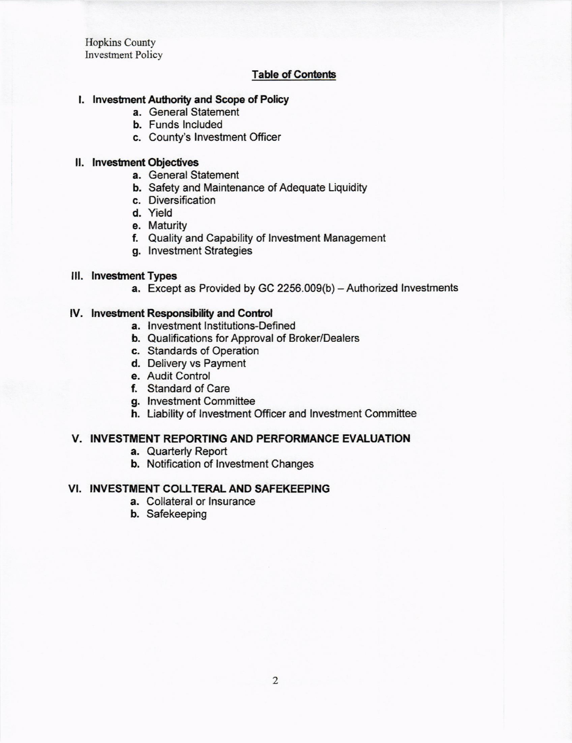Hopkins County
Investment Policy

## Table of Contents

**I. Investment Authority and Scope of Policy**

- **a.** General Statement
- **b.** Funds Included
- **c.** County's Investment Officer

**II. Investment Objectives**

- **a.** General Statement
- **b.** Safety and Maintenance of Adequate Liquidity
- **c.** Diversification
- **d.** Yield
- **e.** Maturity
- **f.** Quality and Capability of Investment Management
- **g.** Investment Strategies

**III. Investment Types**

- **a.** Except as Provided by GC 2256.009(b) – Authorized Investments

**IV. Investment Responsibility and Control**

- **a.** Investment Institutions-Defined
- **b.** Qualifications for Approval of Broker/Dealers
- **c.** Standards of Operation
- **d.** Delivery vs Payment
- **e.** Audit Control
- **f.** Standard of Care
- **g.** Investment Committee
- **h.** Liability of Investment Officer and Investment Committee

**V. INVESTMENT REPORTING AND PERFORMANCE EVALUATION**

- **a.** Quarterly Report
- **b.** Notification of Investment Changes

**VI. INVESTMENT COLLTERAL AND SAFEKEEPING**

- **a.** Collateral or Insurance
- **b.** Safekeeping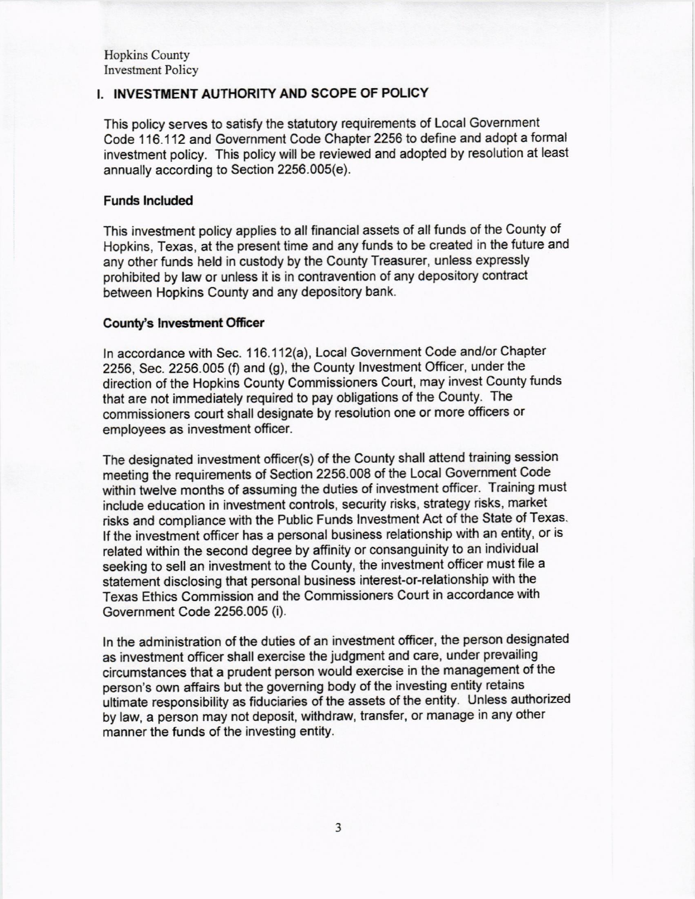Hopkins County
Investment Policy

## I. INVESTMENT AUTHORITY AND SCOPE OF POLICY

This policy serves to satisfy the statutory requirements of Local Government Code 116.112 and Government Code Chapter 2256 to define and adopt a formal investment policy. This policy will be reviewed and adopted by resolution at least annually according to Section 2256.005(e).

### Funds Included

This investment policy applies to all financial assets of all funds of the County of Hopkins, Texas, at the present time and any funds to be created in the future and any other funds held in custody by the County Treasurer, unless expressly prohibited by law or unless it is in contravention of any depository contract between Hopkins County and any depository bank.

### County's Investment Officer

In accordance with Sec. 116.112(a), Local Government Code and/or Chapter 2256, Sec. 2256.005 (f) and (g), the County Investment Officer, under the direction of the Hopkins County Commissioners Court, may invest County funds that are not immediately required to pay obligations of the County. The commissioners court shall designate by resolution one or more officers or employees as investment officer.

The designated investment officer(s) of the County shall attend training session meeting the requirements of Section 2256.008 of the Local Government Code within twelve months of assuming the duties of investment officer. Training must include education in investment controls, security risks, strategy risks, market risks and compliance with the Public Funds Investment Act of the State of Texas. If the investment officer has a personal business relationship with an entity, or is related within the second degree by affinity or consanguinity to an individual seeking to sell an investment to the County, the investment officer must file a statement disclosing that personal business interest-or-relationship with the Texas Ethics Commission and the Commissioners Court in accordance with Government Code 2256.005 (i).

In the administration of the duties of an investment officer, the person designated as investment officer shall exercise the judgment and care, under prevailing circumstances that a prudent person would exercise in the management of the person's own affairs but the governing body of the investing entity retains ultimate responsibility as fiduciaries of the assets of the entity. Unless authorized by law, a person may not deposit, withdraw, transfer, or manage in any other manner the funds of the investing entity.